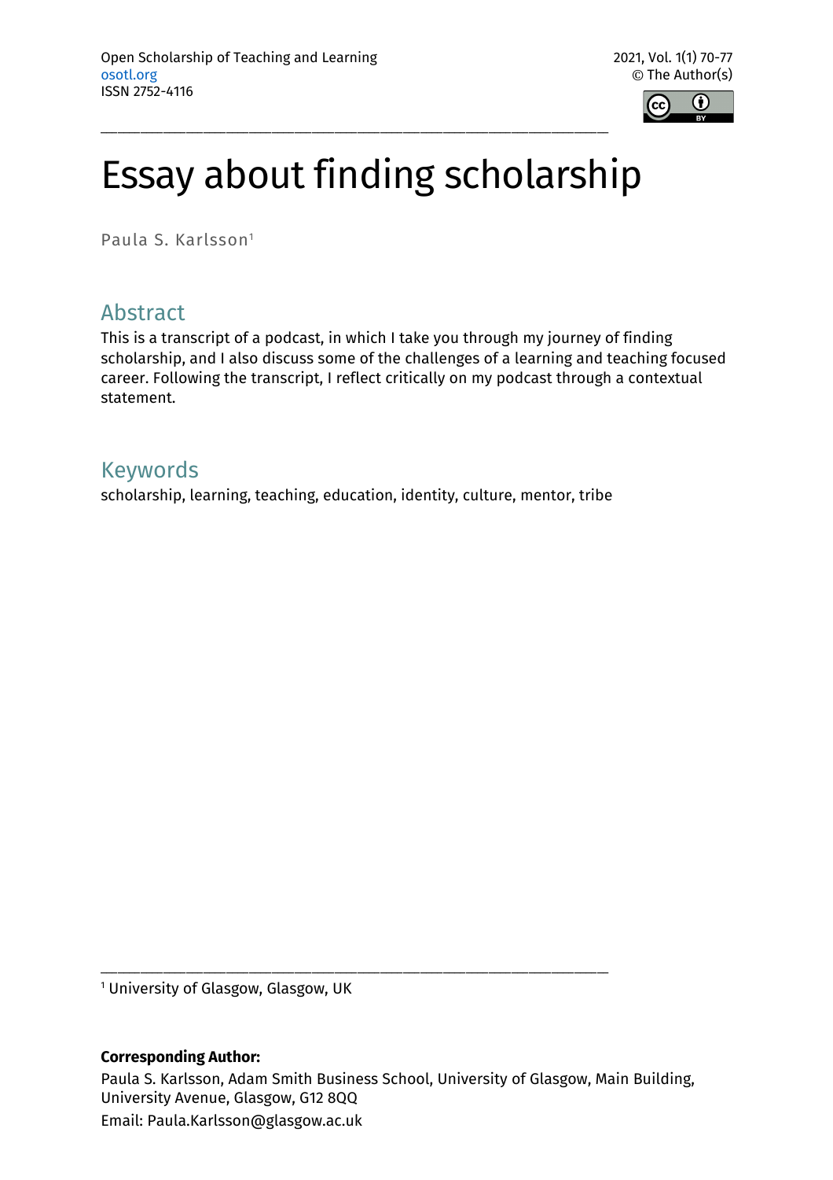# Essay about finding scholarship

Paula S. Karlsson[1]

## Abstract

This is a transcript of a podcast, in which I take you through my journey of finding scholarship, and I also discuss some of the challenges of a learning and teaching focused career. Following the transcript, I reflect critically on my podcast through a contextual statement.

## Keywords

scholarship, learning, teaching, education, identity, culture, mentor, tribe

[1] University of Glasgow, Glasgow, UK

**Corresponding Author:**

Paula S. Karlsson, Adam Smith Business School, University of Glasgow, Main Building, University Avenue, Glasgow, G12 8QQ

Email: Paula.Karlsson@glasgow.ac.uk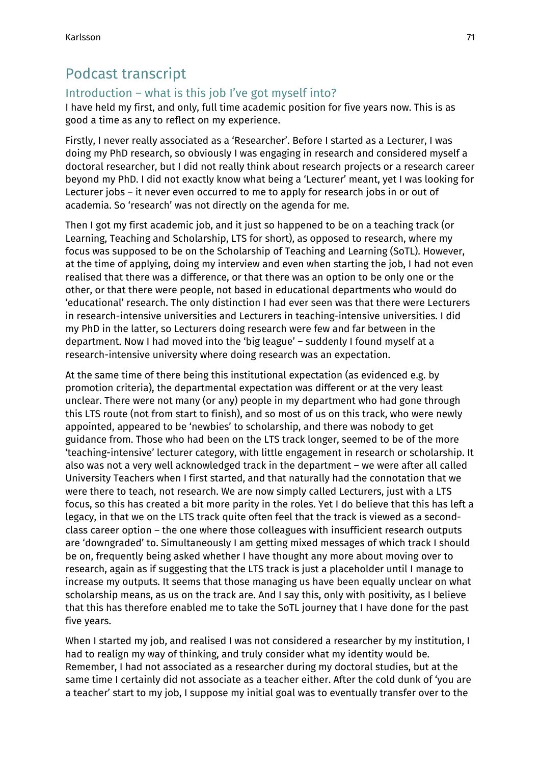## Podcast transcript

### Introduction – what is this job I've got myself into?

I have held my first, and only, full time academic position for five years now. This is as good a time as any to reflect on my experience.

Firstly, I never really associated as a 'Researcher'. Before I started as a Lecturer, I was doing my PhD research, so obviously I was engaging in research and considered myself a doctoral researcher, but I did not really think about research projects or a research career beyond my PhD. I did not exactly know what being a 'Lecturer' meant, yet I was looking for Lecturer jobs – it never even occurred to me to apply for research jobs in or out of academia. So 'research' was not directly on the agenda for me.

Then I got my first academic job, and it just so happened to be on a teaching track (or Learning, Teaching and Scholarship, LTS for short), as opposed to research, where my focus was supposed to be on the Scholarship of Teaching and Learning (SoTL). However, at the time of applying, doing my interview and even when starting the job, I had not even realised that there was a difference, or that there was an option to be only one or the other, or that there were people, not based in educational departments who would do 'educational' research. The only distinction I had ever seen was that there were Lecturers in research-intensive universities and Lecturers in teaching-intensive universities. I did my PhD in the latter, so Lecturers doing research were few and far between in the department. Now I had moved into the 'big league' – suddenly I found myself at a research-intensive university where doing research was an expectation.

At the same time of there being this institutional expectation (as evidenced e.g. by promotion criteria), the departmental expectation was different or at the very least unclear. There were not many (or any) people in my department who had gone through this LTS route (not from start to finish), and so most of us on this track, who were newly appointed, appeared to be 'newbies' to scholarship, and there was nobody to get guidance from. Those who had been on the LTS track longer, seemed to be of the more 'teaching-intensive' lecturer category, with little engagement in research or scholarship. It also was not a very well acknowledged track in the department – we were after all called University Teachers when I first started, and that naturally had the connotation that we were there to teach, not research. We are now simply called Lecturers, just with a LTS focus, so this has created a bit more parity in the roles. Yet I do believe that this has left a legacy, in that we on the LTS track quite often feel that the track is viewed as a second-class career option – the one where those colleagues with insufficient research outputs are 'downgraded' to. Simultaneously I am getting mixed messages of which track I should be on, frequently being asked whether I have thought any more about moving over to research, again as if suggesting that the LTS track is just a placeholder until I manage to increase my outputs. It seems that those managing us have been equally unclear on what scholarship means, as us on the track are. And I say this, only with positivity, as I believe that this has therefore enabled me to take the SoTL journey that I have done for the past five years.

When I started my job, and realised I was not considered a researcher by my institution, I had to realign my way of thinking, and truly consider what my identity would be. Remember, I had not associated as a researcher during my doctoral studies, but at the same time I certainly did not associate as a teacher either. After the cold dunk of 'you are a teacher' start to my job, I suppose my initial goal was to eventually transfer over to the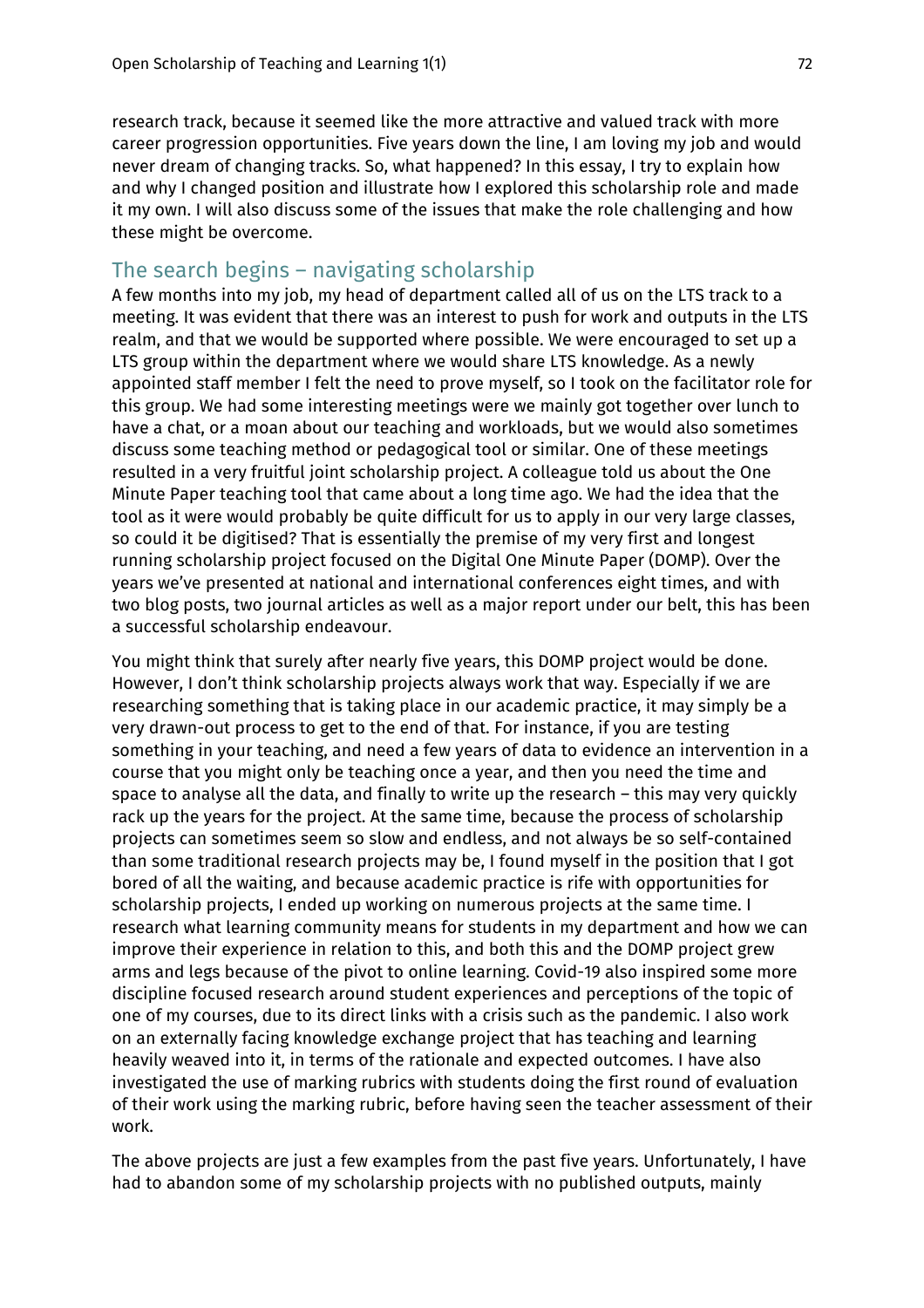research track, because it seemed like the more attractive and valued track with more career progression opportunities. Five years down the line, I am loving my job and would never dream of changing tracks. So, what happened? In this essay, I try to explain how and why I changed position and illustrate how I explored this scholarship role and made it my own. I will also discuss some of the issues that make the role challenging and how these might be overcome.

## The search begins – navigating scholarship

A few months into my job, my head of department called all of us on the LTS track to a meeting. It was evident that there was an interest to push for work and outputs in the LTS realm, and that we would be supported where possible. We were encouraged to set up a LTS group within the department where we would share LTS knowledge. As a newly appointed staff member I felt the need to prove myself, so I took on the facilitator role for this group. We had some interesting meetings were we mainly got together over lunch to have a chat, or a moan about our teaching and workloads, but we would also sometimes discuss some teaching method or pedagogical tool or similar. One of these meetings resulted in a very fruitful joint scholarship project. A colleague told us about the One Minute Paper teaching tool that came about a long time ago. We had the idea that the tool as it were would probably be quite difficult for us to apply in our very large classes, so could it be digitised? That is essentially the premise of my very first and longest running scholarship project focused on the Digital One Minute Paper (DOMP). Over the years we've presented at national and international conferences eight times, and with two blog posts, two journal articles as well as a major report under our belt, this has been a successful scholarship endeavour.

You might think that surely after nearly five years, this DOMP project would be done. However, I don't think scholarship projects always work that way. Especially if we are researching something that is taking place in our academic practice, it may simply be a very drawn-out process to get to the end of that. For instance, if you are testing something in your teaching, and need a few years of data to evidence an intervention in a course that you might only be teaching once a year, and then you need the time and space to analyse all the data, and finally to write up the research – this may very quickly rack up the years for the project. At the same time, because the process of scholarship projects can sometimes seem so slow and endless, and not always be so self-contained than some traditional research projects may be, I found myself in the position that I got bored of all the waiting, and because academic practice is rife with opportunities for scholarship projects, I ended up working on numerous projects at the same time. I research what learning community means for students in my department and how we can improve their experience in relation to this, and both this and the DOMP project grew arms and legs because of the pivot to online learning. Covid-19 also inspired some more discipline focused research around student experiences and perceptions of the topic of one of my courses, due to its direct links with a crisis such as the pandemic. I also work on an externally facing knowledge exchange project that has teaching and learning heavily weaved into it, in terms of the rationale and expected outcomes. I have also investigated the use of marking rubrics with students doing the first round of evaluation of their work using the marking rubric, before having seen the teacher assessment of their work.

The above projects are just a few examples from the past five years. Unfortunately, I have had to abandon some of my scholarship projects with no published outputs, mainly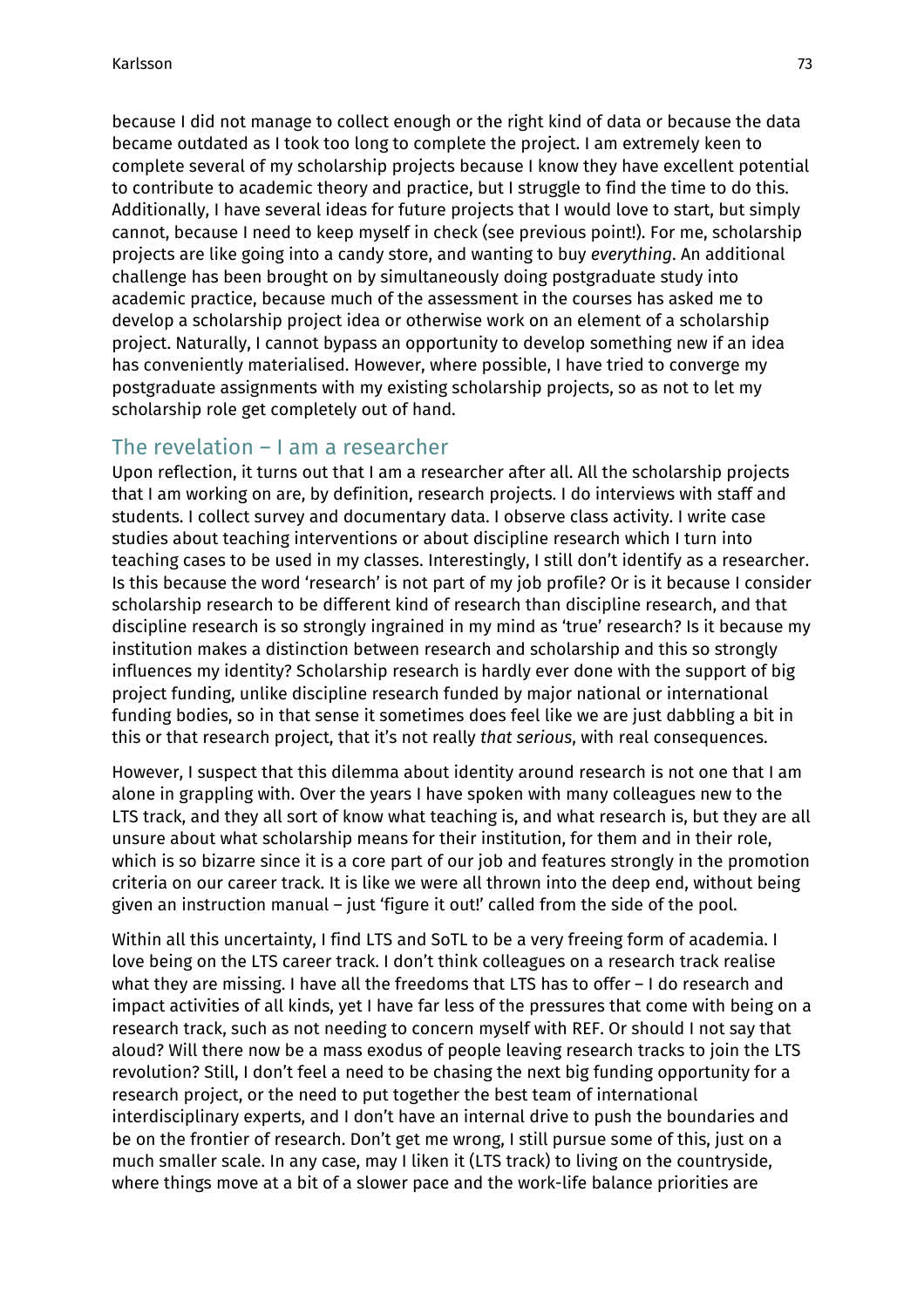because I did not manage to collect enough or the right kind of data or because the data became outdated as I took too long to complete the project. I am extremely keen to complete several of my scholarship projects because I know they have excellent potential to contribute to academic theory and practice, but I struggle to find the time to do this. Additionally, I have several ideas for future projects that I would love to start, but simply cannot, because I need to keep myself in check (see previous point!). For me, scholarship projects are like going into a candy store, and wanting to buy *everything*. An additional challenge has been brought on by simultaneously doing postgraduate study into academic practice, because much of the assessment in the courses has asked me to develop a scholarship project idea or otherwise work on an element of a scholarship project. Naturally, I cannot bypass an opportunity to develop something new if an idea has conveniently materialised. However, where possible, I have tried to converge my postgraduate assignments with my existing scholarship projects, so as not to let my scholarship role get completely out of hand.

## The revelation – I am a researcher

Upon reflection, it turns out that I am a researcher after all. All the scholarship projects that I am working on are, by definition, research projects. I do interviews with staff and students. I collect survey and documentary data. I observe class activity. I write case studies about teaching interventions or about discipline research which I turn into teaching cases to be used in my classes. Interestingly, I still don't identify as a researcher. Is this because the word 'research' is not part of my job profile? Or is it because I consider scholarship research to be different kind of research than discipline research, and that discipline research is so strongly ingrained in my mind as 'true' research? Is it because my institution makes a distinction between research and scholarship and this so strongly influences my identity? Scholarship research is hardly ever done with the support of big project funding, unlike discipline research funded by major national or international funding bodies, so in that sense it sometimes does feel like we are just dabbling a bit in this or that research project, that it's not really *that serious*, with real consequences.

However, I suspect that this dilemma about identity around research is not one that I am alone in grappling with. Over the years I have spoken with many colleagues new to the LTS track, and they all sort of know what teaching is, and what research is, but they are all unsure about what scholarship means for their institution, for them and in their role, which is so bizarre since it is a core part of our job and features strongly in the promotion criteria on our career track. It is like we were all thrown into the deep end, without being given an instruction manual – just 'figure it out!' called from the side of the pool.

Within all this uncertainty, I find LTS and SoTL to be a very freeing form of academia. I love being on the LTS career track. I don't think colleagues on a research track realise what they are missing. I have all the freedoms that LTS has to offer – I do research and impact activities of all kinds, yet I have far less of the pressures that come with being on a research track, such as not needing to concern myself with REF. Or should I not say that aloud? Will there now be a mass exodus of people leaving research tracks to join the LTS revolution? Still, I don't feel a need to be chasing the next big funding opportunity for a research project, or the need to put together the best team of international interdisciplinary experts, and I don't have an internal drive to push the boundaries and be on the frontier of research. Don't get me wrong, I still pursue some of this, just on a much smaller scale. In any case, may I liken it (LTS track) to living on the countryside, where things move at a bit of a slower pace and the work-life balance priorities are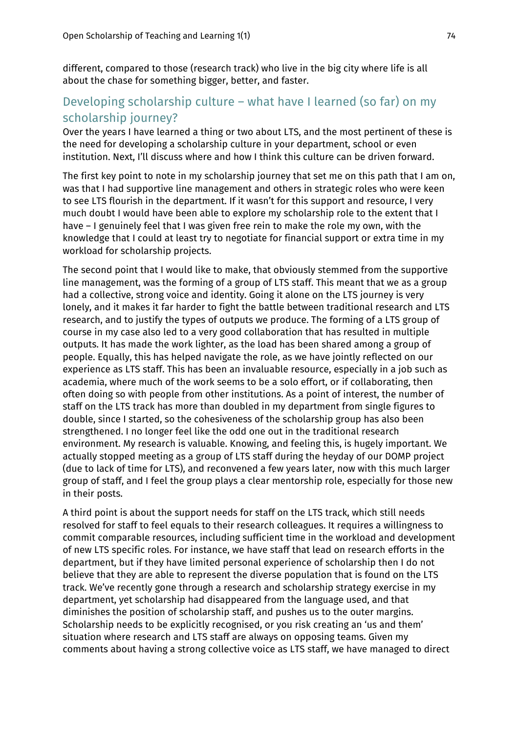different, compared to those (research track) who live in the big city where life is all about the chase for something bigger, better, and faster.

## Developing scholarship culture – what have I learned (so far) on my scholarship journey?

Over the years I have learned a thing or two about LTS, and the most pertinent of these is the need for developing a scholarship culture in your department, school or even institution. Next, I'll discuss where and how I think this culture can be driven forward.

The first key point to note in my scholarship journey that set me on this path that I am on, was that I had supportive line management and others in strategic roles who were keen to see LTS flourish in the department. If it wasn't for this support and resource, I very much doubt I would have been able to explore my scholarship role to the extent that I have – I genuinely feel that I was given free rein to make the role my own, with the knowledge that I could at least try to negotiate for financial support or extra time in my workload for scholarship projects.

The second point that I would like to make, that obviously stemmed from the supportive line management, was the forming of a group of LTS staff. This meant that we as a group had a collective, strong voice and identity. Going it alone on the LTS journey is very lonely, and it makes it far harder to fight the battle between traditional research and LTS research, and to justify the types of outputs we produce. The forming of a LTS group of course in my case also led to a very good collaboration that has resulted in multiple outputs. It has made the work lighter, as the load has been shared among a group of people. Equally, this has helped navigate the role, as we have jointly reflected on our experience as LTS staff. This has been an invaluable resource, especially in a job such as academia, where much of the work seems to be a solo effort, or if collaborating, then often doing so with people from other institutions. As a point of interest, the number of staff on the LTS track has more than doubled in my department from single figures to double, since I started, so the cohesiveness of the scholarship group has also been strengthened. I no longer feel like the odd one out in the traditional research environment. My research is valuable. Knowing, and feeling this, is hugely important. We actually stopped meeting as a group of LTS staff during the heyday of our DOMP project (due to lack of time for LTS), and reconvened a few years later, now with this much larger group of staff, and I feel the group plays a clear mentorship role, especially for those new in their posts.

A third point is about the support needs for staff on the LTS track, which still needs resolved for staff to feel equals to their research colleagues. It requires a willingness to commit comparable resources, including sufficient time in the workload and development of new LTS specific roles. For instance, we have staff that lead on research efforts in the department, but if they have limited personal experience of scholarship then I do not believe that they are able to represent the diverse population that is found on the LTS track. We've recently gone through a research and scholarship strategy exercise in my department, yet scholarship had disappeared from the language used, and that diminishes the position of scholarship staff, and pushes us to the outer margins. Scholarship needs to be explicitly recognised, or you risk creating an 'us and them' situation where research and LTS staff are always on opposing teams. Given my comments about having a strong collective voice as LTS staff, we have managed to direct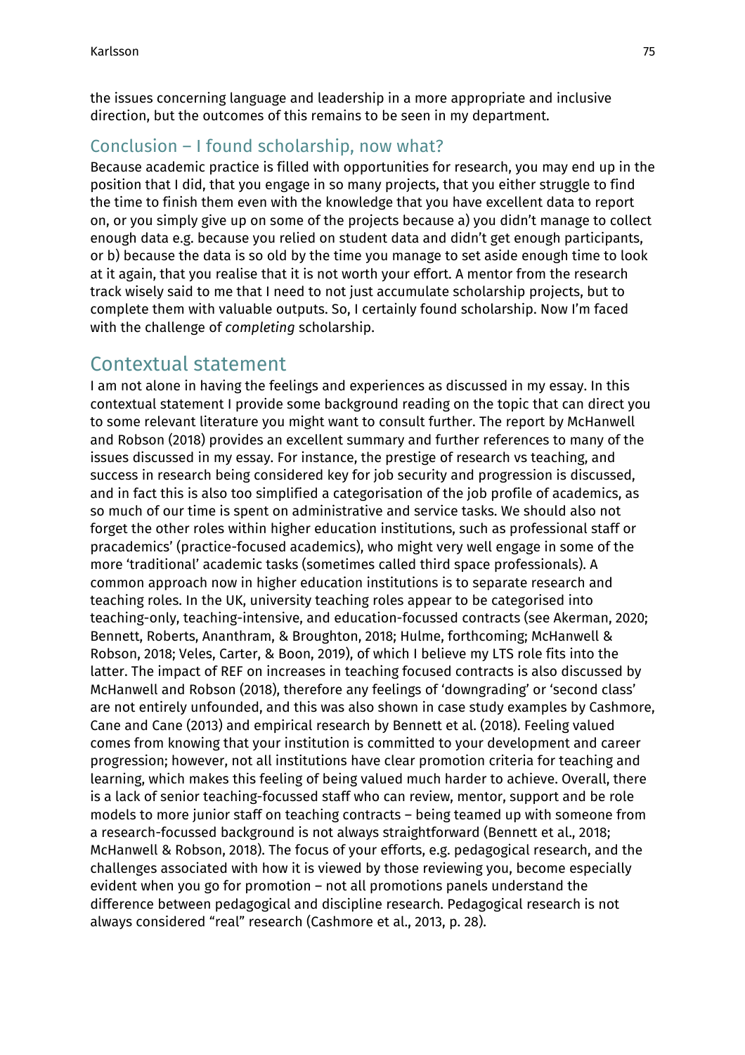the issues concerning language and leadership in a more appropriate and inclusive direction, but the outcomes of this remains to be seen in my department.

### Conclusion – I found scholarship, now what?

Because academic practice is filled with opportunities for research, you may end up in the position that I did, that you engage in so many projects, that you either struggle to find the time to finish them even with the knowledge that you have excellent data to report on, or you simply give up on some of the projects because a) you didn't manage to collect enough data e.g. because you relied on student data and didn't get enough participants, or b) because the data is so old by the time you manage to set aside enough time to look at it again, that you realise that it is not worth your effort. A mentor from the research track wisely said to me that I need to not just accumulate scholarship projects, but to complete them with valuable outputs. So, I certainly found scholarship. Now I'm faced with the challenge of *completing* scholarship.

## Contextual statement

I am not alone in having the feelings and experiences as discussed in my essay. In this contextual statement I provide some background reading on the topic that can direct you to some relevant literature you might want to consult further. The report by McHanwell and Robson (2018) provides an excellent summary and further references to many of the issues discussed in my essay. For instance, the prestige of research vs teaching, and success in research being considered key for job security and progression is discussed, and in fact this is also too simplified a categorisation of the job profile of academics, as so much of our time is spent on administrative and service tasks. We should also not forget the other roles within higher education institutions, such as professional staff or pracademics' (practice-focused academics), who might very well engage in some of the more 'traditional' academic tasks (sometimes called third space professionals). A common approach now in higher education institutions is to separate research and teaching roles. In the UK, university teaching roles appear to be categorised into teaching-only, teaching-intensive, and education-focussed contracts (see Akerman, 2020; Bennett, Roberts, Ananthram, & Broughton, 2018; Hulme, forthcoming; McHanwell & Robson, 2018; Veles, Carter, & Boon, 2019), of which I believe my LTS role fits into the latter. The impact of REF on increases in teaching focused contracts is also discussed by McHanwell and Robson (2018), therefore any feelings of 'downgrading' or 'second class' are not entirely unfounded, and this was also shown in case study examples by Cashmore, Cane and Cane (2013) and empirical research by Bennett et al. (2018). Feeling valued comes from knowing that your institution is committed to your development and career progression; however, not all institutions have clear promotion criteria for teaching and learning, which makes this feeling of being valued much harder to achieve. Overall, there is a lack of senior teaching-focussed staff who can review, mentor, support and be role models to more junior staff on teaching contracts – being teamed up with someone from a research-focussed background is not always straightforward (Bennett et al., 2018; McHanwell & Robson, 2018). The focus of your efforts, e.g. pedagogical research, and the challenges associated with how it is viewed by those reviewing you, become especially evident when you go for promotion – not all promotions panels understand the difference between pedagogical and discipline research. Pedagogical research is not always considered "real" research (Cashmore et al., 2013, p. 28).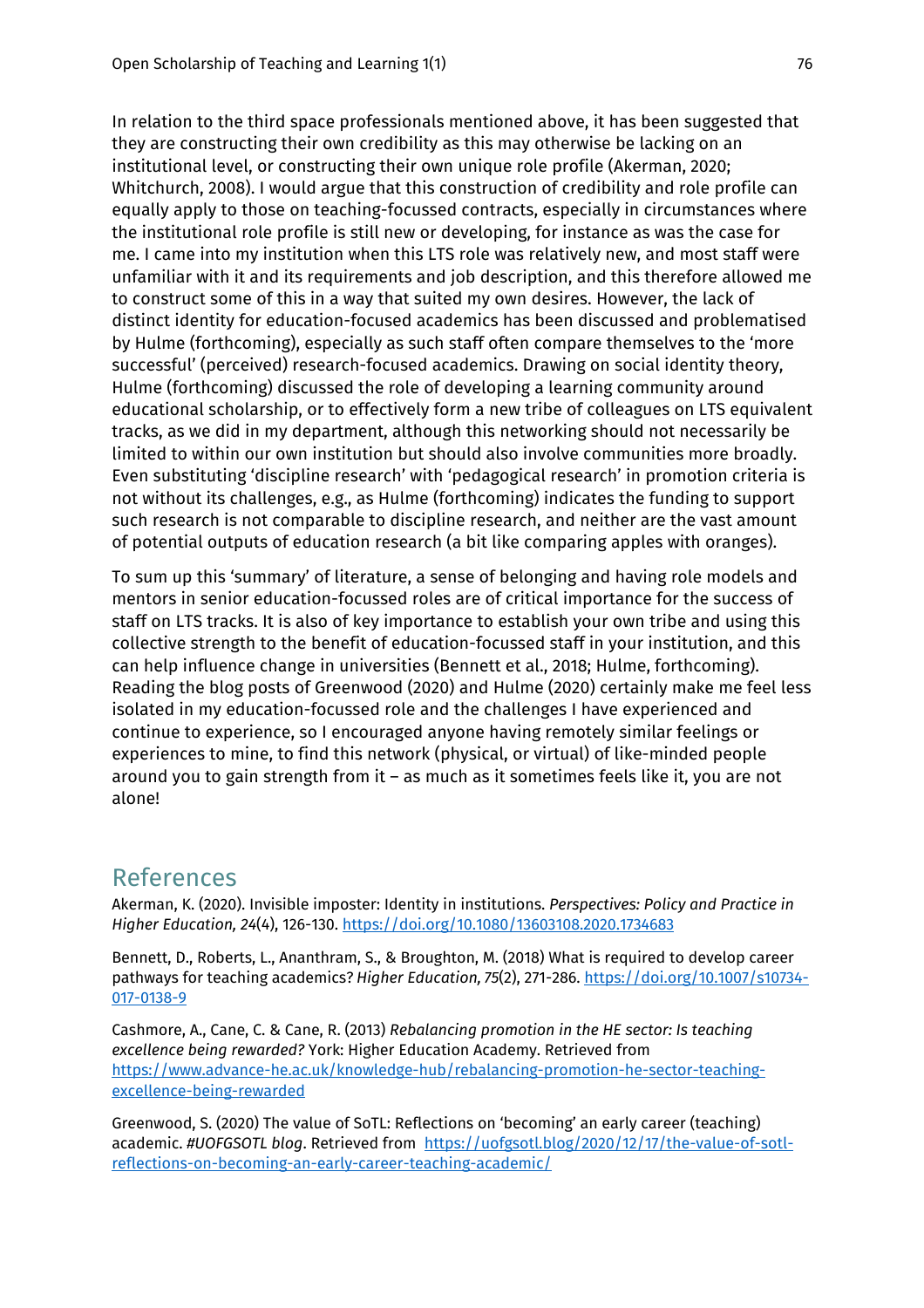In relation to the third space professionals mentioned above, it has been suggested that they are constructing their own credibility as this may otherwise be lacking on an institutional level, or constructing their own unique role profile (Akerman, 2020; Whitchurch, 2008). I would argue that this construction of credibility and role profile can equally apply to those on teaching-focussed contracts, especially in circumstances where the institutional role profile is still new or developing, for instance as was the case for me. I came into my institution when this LTS role was relatively new, and most staff were unfamiliar with it and its requirements and job description, and this therefore allowed me to construct some of this in a way that suited my own desires. However, the lack of distinct identity for education-focused academics has been discussed and problematised by Hulme (forthcoming), especially as such staff often compare themselves to the 'more successful' (perceived) research-focused academics. Drawing on social identity theory, Hulme (forthcoming) discussed the role of developing a learning community around educational scholarship, or to effectively form a new tribe of colleagues on LTS equivalent tracks, as we did in my department, although this networking should not necessarily be limited to within our own institution but should also involve communities more broadly. Even substituting 'discipline research' with 'pedagogical research' in promotion criteria is not without its challenges, e.g., as Hulme (forthcoming) indicates the funding to support such research is not comparable to discipline research, and neither are the vast amount of potential outputs of education research (a bit like comparing apples with oranges).

To sum up this 'summary' of literature, a sense of belonging and having role models and mentors in senior education-focussed roles are of critical importance for the success of staff on LTS tracks. It is also of key importance to establish your own tribe and using this collective strength to the benefit of education-focussed staff in your institution, and this can help influence change in universities (Bennett et al., 2018; Hulme, forthcoming). Reading the blog posts of Greenwood (2020) and Hulme (2020) certainly make me feel less isolated in my education-focussed role and the challenges I have experienced and continue to experience, so I encouraged anyone having remotely similar feelings or experiences to mine, to find this network (physical, or virtual) of like-minded people around you to gain strength from it – as much as it sometimes feels like it, you are not alone!

## References

Akerman, K. (2020). Invisible imposter: Identity in institutions. *Perspectives: Policy and Practice in Higher Education, 24*(4), 126-130. https://doi.org/10.1080/13603108.2020.1734683

Bennett, D., Roberts, L., Ananthram, S., & Broughton, M. (2018) What is required to develop career pathways for teaching academics? *Higher Education, 75*(2), 271-286. https://doi.org/10.1007/s10734-017-0138-9

Cashmore, A., Cane, C. & Cane, R. (2013) *Rebalancing promotion in the HE sector: Is teaching excellence being rewarded?* York: Higher Education Academy. Retrieved from https://www.advance-he.ac.uk/knowledge-hub/rebalancing-promotion-he-sector-teaching-excellence-being-rewarded

Greenwood, S. (2020) The value of SoTL: Reflections on 'becoming' an early career (teaching) academic. *#UOFGSOTL blog*. Retrieved from https://uofgsotl.blog/2020/12/17/the-value-of-sotl-reflections-on-becoming-an-early-career-teaching-academic/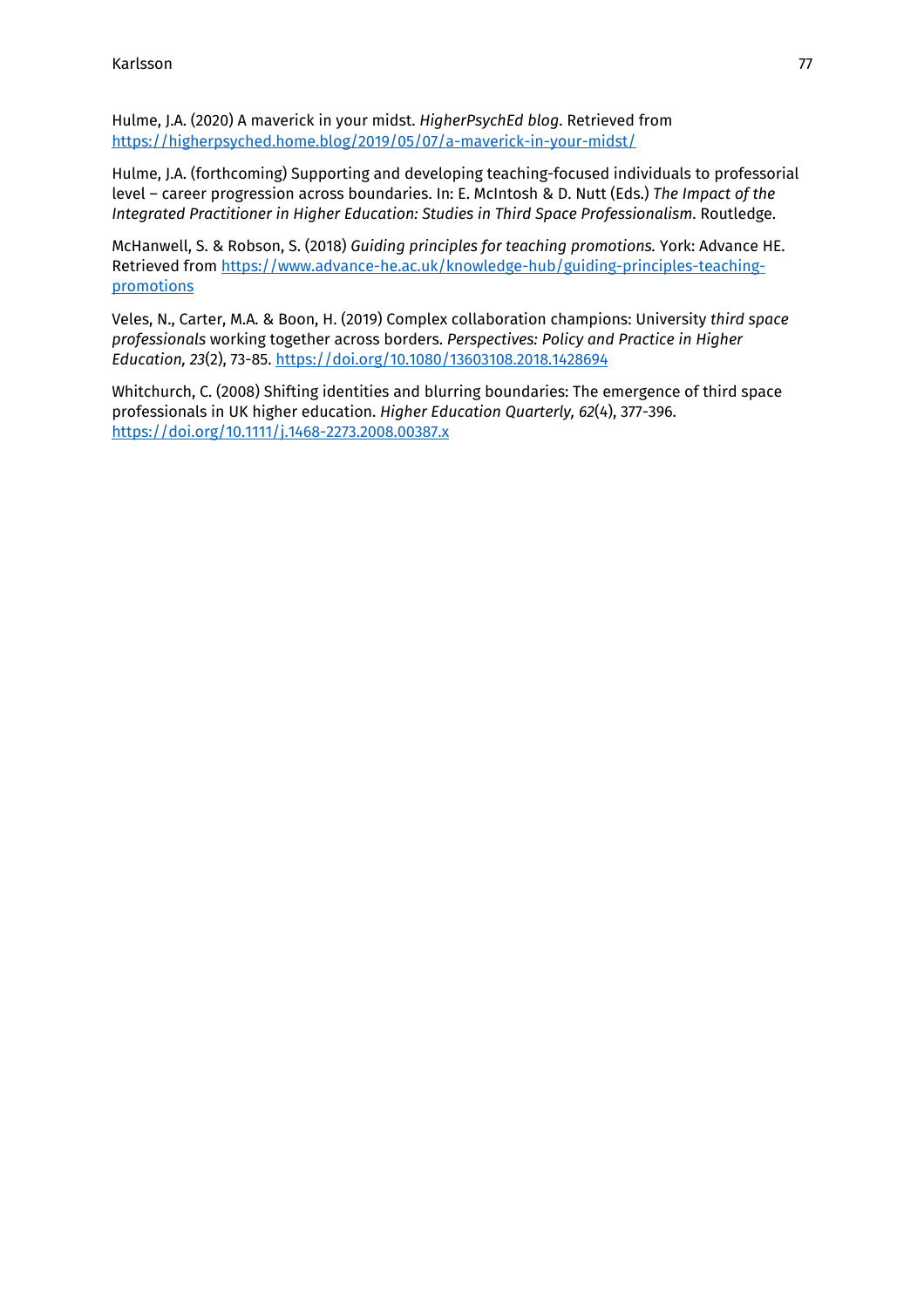Hulme, J.A. (2020) A maverick in your midst. *HigherPsychEd blog*. Retrieved from https://higherpsyched.home.blog/2019/05/07/a-maverick-in-your-midst/

Hulme, J.A. (forthcoming) Supporting and developing teaching-focused individuals to professorial level – career progression across boundaries. In: E. McIntosh & D. Nutt (Eds.) *The Impact of the Integrated Practitioner in Higher Education: Studies in Third Space Professionalism*. Routledge.

McHanwell, S. & Robson, S. (2018) *Guiding principles for teaching promotions.* York: Advance HE. Retrieved from https://www.advance-he.ac.uk/knowledge-hub/guiding-principles-teaching-promotions

Veles, N., Carter, M.A. & Boon, H. (2019) Complex collaboration champions: University *third space professionals* working together across borders. *Perspectives: Policy and Practice in Higher Education, 23*(2), 73-85. https://doi.org/10.1080/13603108.2018.1428694

Whitchurch, C. (2008) Shifting identities and blurring boundaries: The emergence of third space professionals in UK higher education. *Higher Education Quarterly, 62*(4), 377-396. https://doi.org/10.1111/j.1468-2273.2008.00387.x